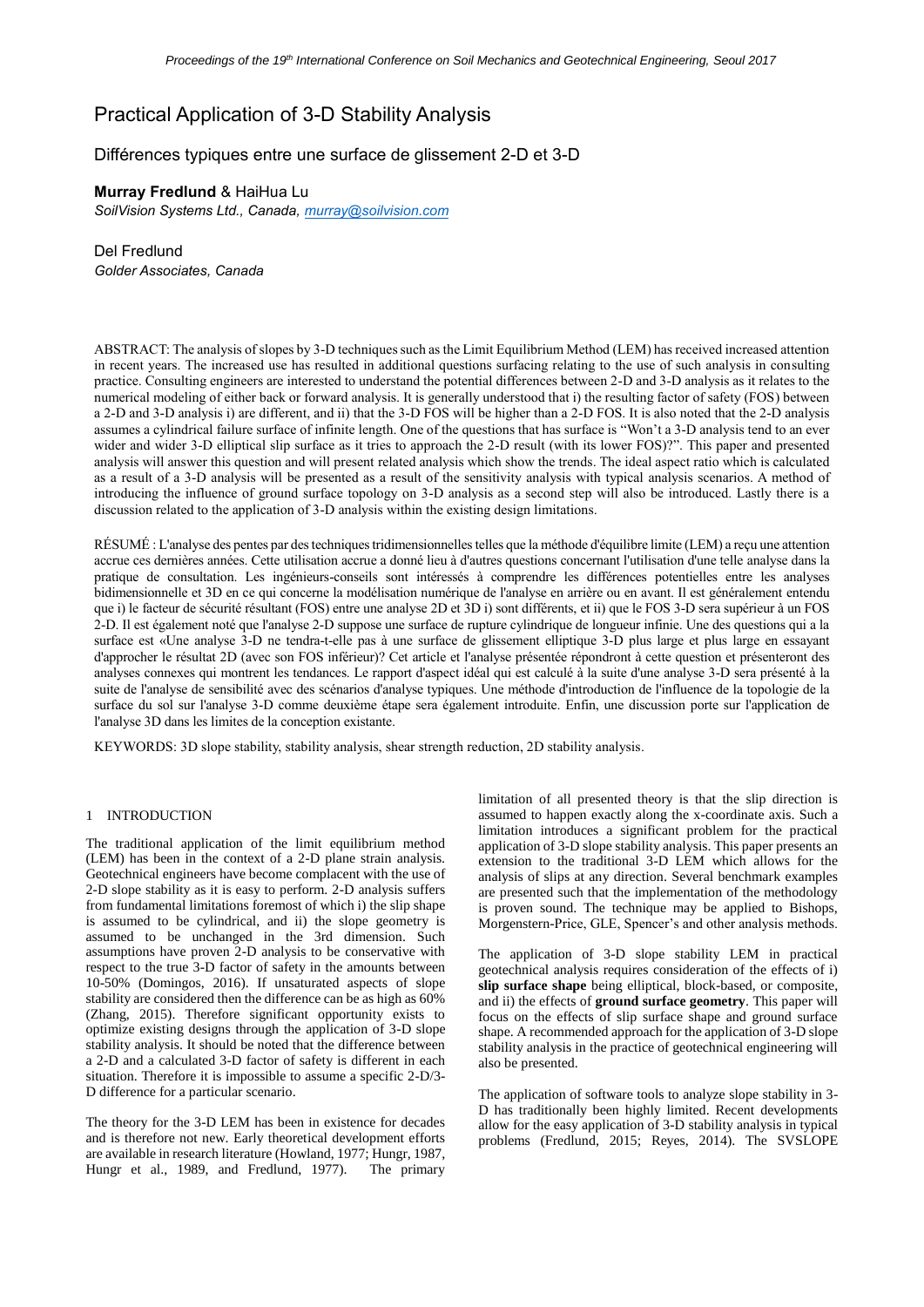# Practical Application of 3-D Stability Analysis

## Différences typiques entre une surface de glissement 2-D et 3-D

**Murray Fredlund** & HaiHua Lu
*SoilVision Systems Ltd., Canada, murray@soilvision.com*

Del Fredlund
*Golder Associates, Canada*

ABSTRACT: The analysis of slopes by 3-D techniques such as the Limit Equilibrium Method (LEM) has received increased attention in recent years. The increased use has resulted in additional questions surfacing relating to the use of such analysis in consulting practice. Consulting engineers are interested to understand the potential differences between 2-D and 3-D analysis as it relates to the numerical modeling of either back or forward analysis. It is generally understood that i) the resulting factor of safety (FOS) between a 2-D and 3-D analysis i) are different, and ii) that the 3-D FOS will be higher than a 2-D FOS. It is also noted that the 2-D analysis assumes a cylindrical failure surface of infinite length. One of the questions that has surface is "Won't a 3-D analysis tend to an ever wider and wider 3-D elliptical slip surface as it tries to approach the 2-D result (with its lower FOS)?". This paper and presented analysis will answer this question and will present related analysis which show the trends. The ideal aspect ratio which is calculated as a result of a 3-D analysis will be presented as a result of the sensitivity analysis with typical analysis scenarios. A method of introducing the influence of ground surface topology on 3-D analysis as a second step will also be introduced. Lastly there is a discussion related to the application of 3-D analysis within the existing design limitations.

RÉSUMÉ : L'analyse des pentes par des techniques tridimensionnelles telles que la méthode d'équilibre limite (LEM) a reçu une attention accrue ces dernières années. Cette utilisation accrue a donné lieu à d'autres questions concernant l'utilisation d'une telle analyse dans la pratique de consultation. Les ingénieurs-conseils sont intéressés à comprendre les différences potentielles entre les analyses bidimensionnelle et 3D en ce qui concerne la modélisation numérique de l'analyse en arrière ou en avant. Il est généralement entendu que i) le facteur de sécurité résultant (FOS) entre une analyse 2D et 3D i) sont différents, et ii) que le FOS 3-D sera supérieur à un FOS 2-D. Il est également noté que l'analyse 2-D suppose une surface de rupture cylindrique de longueur infinie. Une des questions qui a la surface est «Une analyse 3-D ne tendra-t-elle pas à une surface de glissement elliptique 3-D plus large et plus large en essayant d'approcher le résultat 2D (avec son FOS inférieur)? Cet article et l'analyse présentée répondront à cette question et présenteront des analyses connexes qui montrent les tendances. Le rapport d'aspect idéal qui est calculé à la suite d'une analyse 3-D sera présenté à la suite de l'analyse de sensibilité avec des scénarios d'analyse typiques. Une méthode d'introduction de l'influence de la topologie de la surface du sol sur l'analyse 3-D comme deuxième étape sera également introduite. Enfin, une discussion porte sur l'application de l'analyse 3D dans les limites de la conception existante.

KEYWORDS: 3D slope stability, stability analysis, shear strength reduction, 2D stability analysis.

## 1 INTRODUCTION

The traditional application of the limit equilibrium method (LEM) has been in the context of a 2-D plane strain analysis. Geotechnical engineers have become complacent with the use of 2-D slope stability as it is easy to perform. 2-D analysis suffers from fundamental limitations foremost of which i) the slip shape is assumed to be cylindrical, and ii) the slope geometry is assumed to be unchanged in the 3rd dimension. Such assumptions have proven 2-D analysis to be conservative with respect to the true 3-D factor of safety in the amounts between 10-50% (Domingos, 2016). If unsaturated aspects of slope stability are considered then the difference can be as high as 60% (Zhang, 2015). Therefore significant opportunity exists to optimize existing designs through the application of 3-D slope stability analysis. It should be noted that the difference between a 2-D and a calculated 3-D factor of safety is different in each situation. Therefore it is impossible to assume a specific 2-D/3-D difference for a particular scenario.

The theory for the 3-D LEM has been in existence for decades and is therefore not new. Early theoretical development efforts are available in research literature (Howland, 1977; Hungr, 1987, Hungr et al., 1989, and Fredlund, 1977). The primary limitation of all presented theory is that the slip direction is assumed to happen exactly along the x-coordinate axis. Such a limitation introduces a significant problem for the practical application of 3-D slope stability analysis. This paper presents an extension to the traditional 3-D LEM which allows for the analysis of slips at any direction. Several benchmark examples are presented such that the implementation of the methodology is proven sound. The technique may be applied to Bishops, Morgenstern-Price, GLE, Spencer's and other analysis methods.

The application of 3-D slope stability LEM in practical geotechnical analysis requires consideration of the effects of i) **slip surface shape** being elliptical, block-based, or composite, and ii) the effects of **ground surface geometry**. This paper will focus on the effects of slip surface shape and ground surface shape. A recommended approach for the application of 3-D slope stability analysis in the practice of geotechnical engineering will also be presented.

The application of software tools to analyze slope stability in 3-D has traditionally been highly limited. Recent developments allow for the easy application of 3-D stability analysis in typical problems (Fredlund, 2015; Reyes, 2014). The SVSLOPE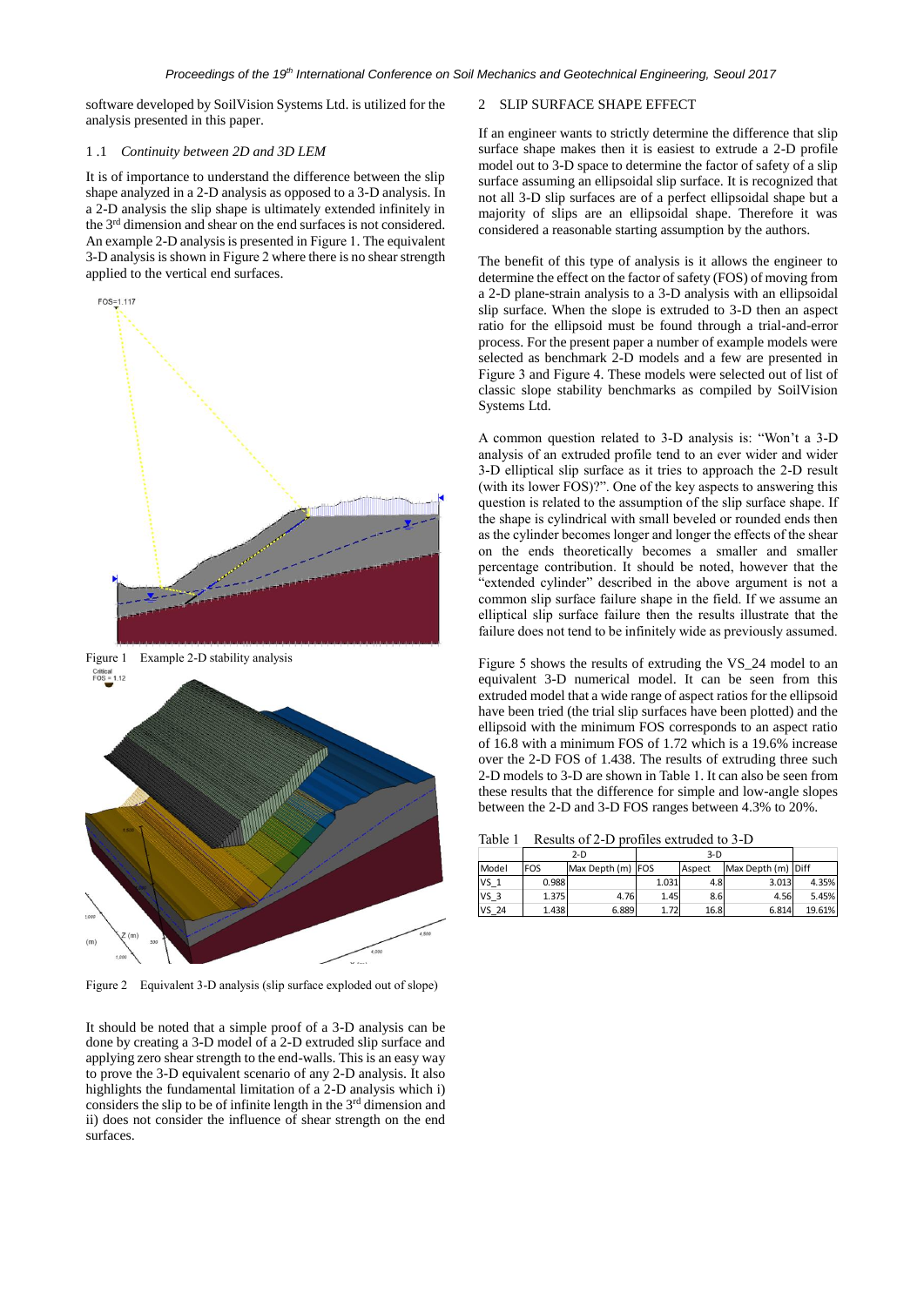software developed by SoilVision Systems Ltd. is utilized for the analysis presented in this paper.

### 1 .1 *Continuity between 2D and 3D LEM*

It is of importance to understand the difference between the slip shape analyzed in a 2-D analysis as opposed to a 3-D analysis. In a 2-D analysis the slip shape is ultimately extended infinitely in the 3$^{rd}$ dimension and shear on the end surfaces is not considered. An example 2-D analysis is presented in Figure 1. The equivalent 3-D analysis is shown in Figure 2 where there is no shear strength applied to the vertical end surfaces.

Figure 1 Example 2-D stability analysis

Figure 2 Equivalent 3-D analysis (slip surface exploded out of slope)

It should be noted that a simple proof of a 3-D analysis can be done by creating a 3-D model of a 2-D extruded slip surface and applying zero shear strength to the end-walls. This is an easy way to prove the 3-D equivalent scenario of any 2-D analysis. It also highlights the fundamental limitation of a 2-D analysis which i) considers the slip to be of infinite length in the 3$^{rd}$ dimension and ii) does not consider the influence of shear strength on the end surfaces.

## 2 SLIP SURFACE SHAPE EFFECT

If an engineer wants to strictly determine the difference that slip surface shape makes then it is easiest to extrude a 2-D profile model out to 3-D space to determine the factor of safety of a slip surface assuming an ellipsoidal slip surface. It is recognized that not all 3-D slip surfaces are of a perfect ellipsoidal shape but a majority of slips are an ellipsoidal shape. Therefore it was considered a reasonable starting assumption by the authors.

The benefit of this type of analysis is it allows the engineer to determine the effect on the factor of safety (FOS) of moving from a 2-D plane-strain analysis to a 3-D analysis with an ellipsoidal slip surface. When the slope is extruded to 3-D then an aspect ratio for the ellipsoid must be found through a trial-and-error process. For the present paper a number of example models were selected as benchmark 2-D models and a few are presented in Figure 3 and Figure 4. These models were selected out of list of classic slope stability benchmarks as compiled by SoilVision Systems Ltd.

A common question related to 3-D analysis is: "Won't a 3-D analysis of an extruded profile tend to an ever wider and wider 3-D elliptical slip surface as it tries to approach the 2-D result (with its lower FOS)?". One of the key aspects to answering this question is related to the assumption of the slip surface shape. If the shape is cylindrical with small beveled or rounded ends then as the cylinder becomes longer and longer the effects of the shear on the ends theoretically becomes a smaller and smaller percentage contribution. It should be noted, however that the "extended cylinder" described in the above argument is not a common slip surface failure shape in the field. If we assume an elliptical slip surface failure then the results illustrate that the failure does not tend to be infinitely wide as previously assumed.

Figure 5 shows the results of extruding the VS_24 model to an equivalent 3-D numerical model. It can be seen from this extruded model that a wide range of aspect ratios for the ellipsoid have been tried (the trial slip surfaces have been plotted) and the ellipsoid with the minimum FOS corresponds to an aspect ratio of 16.8 with a minimum FOS of 1.72 which is a 19.6% increase over the 2-D FOS of 1.438. The results of extruding three such 2-D models to 3-D are shown in Table 1. It can also be seen from these results that the difference for simple and low-angle slopes between the 2-D and 3-D FOS ranges between 4.3% to 20%.

Table 1 Results of 2-D profiles extruded to 3-D

| | 2-D | | 3-D | | | |
|---|---|---|---|---|---|---|
| Model | FOS | Max Depth (m) | FOS | Aspect | Max Depth (m) | Diff |
| VS_1 | 0.988 | | 1.031 | 4.8 | 3.013 | 4.35% |
| VS_3 | 1.375 | 4.76 | 1.45 | 8.6 | 4.56 | 5.45% |
| VS_24 | 1.438 | 6.889 | 1.72 | 16.8 | 6.814 | 19.61% |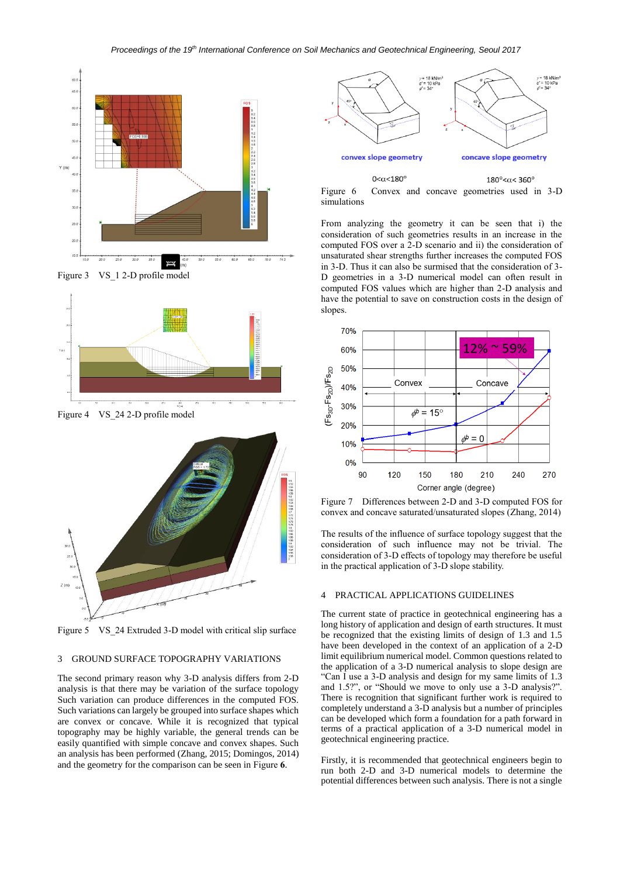Figure 3 VS_1 2-D profile model

Figure 4 VS_24 2-D profile model

Figure 5 VS_24 Extruded 3-D model with critical slip surface

## 3 GROUND SURFACE TOPOGRAPHY VARIATIONS

The second primary reason why 3-D analysis differs from 2-D analysis is that there may be variation of the surface topology. Such variation can produce differences in the computed FOS. Such variations can largely be grouped into surface shapes which are convex or concave. While it is recognized that typical topography may be highly variable, the general trends can be easily quantified with simple concave and convex shapes. Such an analysis has been performed (Zhang, 2015; Domingos, 2014) and the geometry for the comparison can be seen in Figure **6**.

Figure 6 Convex and concave geometries used in 3-D simulations

From analyzing the geometry it can be seen that i) the consideration of such geometries results in an increase in the computed FOS over a 2-D scenario and ii) the consideration of unsaturated shear strengths further increases the computed FOS in 3-D. Thus it can also be surmised that the consideration of 3-D geometries in a 3-D numerical model can often result in computed FOS values which are higher than 2-D analysis and have the potential to save on construction costs in the design of slopes.

Figure 7 Differences between 2-D and 3-D computed FOS for convex and concave saturated/unsaturated slopes (Zhang, 2014)

The results of the influence of surface topology suggest that the consideration of such influence may not be trivial. The consideration of 3-D effects of topology may therefore be useful in the practical application of 3-D slope stability.

## 4 PRACTICAL APPLICATIONS GUIDELINES

The current state of practice in geotechnical engineering has a long history of application and design of earth structures. It must be recognized that the existing limits of design of 1.3 and 1.5 have been developed in the context of an application of a 2-D limit equilibrium numerical model. Common questions related to the application of a 3-D numerical analysis to slope design are “Can I use a 3-D analysis and design for my same limits of 1.3 and 1.5?”, or “Should we move to only use a 3-D analysis?”. There is recognition that significant further work is required to completely understand a 3-D analysis but a number of principles can be developed which form a foundation for a path forward in terms of a practical application of a 3-D numerical model in geotechnical engineering practice.

Firstly, it is recommended that geotechnical engineers begin to run both 2-D and 3-D numerical models to determine the potential differences between such analysis. There is not a single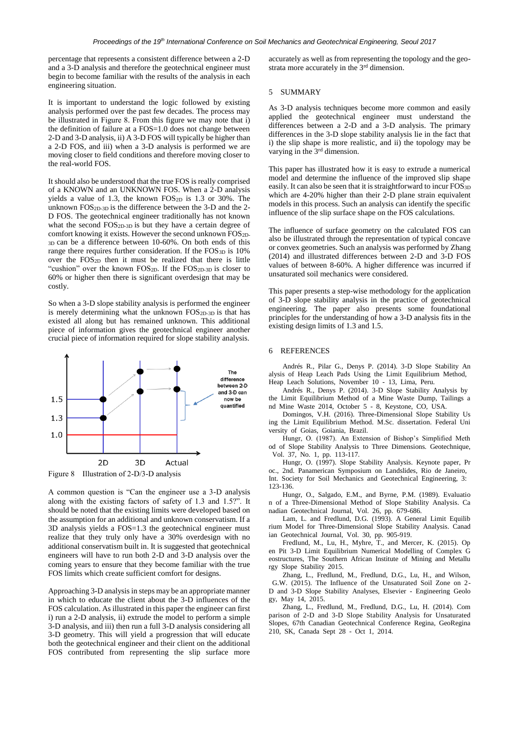percentage that represents a consistent difference between a 2-D and a 3-D analysis and therefore the geotechnical engineer must begin to become familiar with the results of the analysis in each engineering situation.

It is important to understand the logic followed by existing analysis performed over the past few decades. The process may be illustrated in Figure 8. From this figure we may note that i) the definition of failure at a FOS=1.0 does not change between 2-D and 3-D analysis, ii) A 3-D FOS will typically be higher than a 2-D FOS, and iii) when a 3-D analysis is performed we are moving closer to field conditions and therefore moving closer to the real-world FOS.

It should also be understood that the true FOS is really comprised of a KNOWN and an UNKNOWN FOS. When a 2-D analysis yields a value of 1.3, the known $FOS_{2D}$ is 1.3 or 30%. The unknown $FOS_{2D\text{-}3D}$ is the difference between the 3-D and the 2-D FOS. The geotechnical engineer traditionally has not known what the second $FOS_{2D\text{-}3D}$ is but they have a certain degree of comfort knowing it exists. However the second unknown $FOS_{2D\text{-}3D}$ can be a difference between 10-60%. On both ends of this range there requires further consideration. If the $FOS_{3D}$ is 10% over the $FOS_{2D}$ then it must be realized that there is little "cushion" over the known $FOS_{2D}$. If the $FOS_{2D\text{-}3D}$ is closer to 60% or higher then there is significant overdesign that may be costly.

So when a 3-D slope stability analysis is performed the engineer is merely determining what the unknown $FOS_{2D\text{-}3D}$ is that has existed all along but has remained unknown. This additional piece of information gives the geotechnical engineer another crucial piece of information required for slope stability analysis.

1.5
1.3
1.0
2D
3D
Actual
The difference between 2-D and 3-D can now be quantified

Figure 8 Illustration of 2-D/3-D analysis

A common question is "Can the engineer use a 3-D analysis along with the existing factors of safety of 1.3 and 1.5?". It should be noted that the existing limits were developed based on the assumption for an additional and unknown conservatism. If a 3D analysis yields a FOS=1.3 the geotechnical engineer must realize that they truly only have a 30% overdesign with no additional conservatism built in. It is suggested that geotechnical engineers will have to run both 2-D and 3-D analysis over the coming years to ensure that they become familiar with the true FOS limits which create sufficient comfort for designs.

Approaching 3-D analysis in steps may be an appropriate manner in which to educate the client about the 3-D influences of the FOS calculation. As illustrated in this paper the engineer can first i) run a 2-D analysis, ii) extrude the model to perform a simple 3-D analysis, and iii) then run a full 3-D analysis considering all 3-D geometry. This will yield a progression that will educate both the geotechnical engineer and their client on the additional FOS contributed from representing the slip surface more accurately as well as from representing the topology and the geo-strata more accurately in the 3[rd] dimension.

## 5 SUMMARY

As 3-D analysis techniques become more common and easily applied the geotechnical engineer must understand the differences between a 2-D and a 3-D analysis. The primary differences in the 3-D slope stability analysis lie in the fact that i) the slip shape is more realistic, and ii) the topology may be varying in the 3[rd] dimension.

This paper has illustrated how it is easy to extrude a numerical model and determine the influence of the improved slip shape easily. It can also be seen that it is straightforward to incur $FOS_{3D}$ which are 4-20% higher than their 2-D plane strain equivalent models in this process. Such an analysis can identify the specific influence of the slip surface shape on the FOS calculations.

The influence of surface geometry on the calculated FOS can also be illustrated through the representation of typical concave or convex geometries. Such an analysis was performed by Zhang (2014) and illustrated differences between 2-D and 3-D FOS values of between 8-60%. A higher difference was incurred if unsaturated soil mechanics were considered.

This paper presents a step-wise methodology for the application of 3-D slope stability analysis in the practice of geotechnical engineering. The paper also presents some foundational principles for the understanding of how a 3-D analysis fits in the existing design limits of 1.3 and 1.5.

## 6 REFERENCES

Andrés R., Pilar G., Denys P. (2014). 3-D Slope Stability Analysis of Heap Leach Pads Using the Limit Equilibrium Method, Heap Leach Solutions, November 10 - 13, Lima, Peru.

Andrés R., Denys P. (2014). 3-D Slope Stability Analysis by the Limit Equilibrium Method of a Mine Waste Dump, Tailings and Mine Waste 2014, October 5 - 8, Keystone, CO, USA.

Domingos, V.H. (2016). Three-Dimensional Slope Stability Using the Limit Equilibrium Method. M.Sc. dissertation. Federal University of Goias, Goiania, Brazil.

Hungr, O. (1987). An Extension of Bishop's Simplified Method of Slope Stability Analysis to Three Dimensions. Geotechnique, Vol. 37, No. 1, pp. 113-117.

Hungr, O. (1997). Slope Stability Analysis. Keynote paper, Proc., 2nd. Panamerican Symposium on Landslides, Rio de Janeiro, Int. Society for Soil Mechanics and Geotechnical Engineering, 3: 123-136.

Hungr, O., Salgado, E.M., and Byrne, P.M. (1989). Evaluation of a Three-Dimensional Method of Slope Stability Analysis. Canadian Geotechnical Journal, Vol. 26, pp. 679-686.

Lam, L. and Fredlund, D.G. (1993). A General Limit Equilibrium Model for Three-Dimensional Slope Stability Analysis. Canadian Geotechnical Journal, Vol. 30, pp. 905-919.

Fredlund, M., Lu, H., Myhre, T., and Mercer, K. (2015). Open Pit 3-D Limit Equilibrium Numerical Modelling of Complex Geostructures, The Southern African Institute of Mining and Metallurgy Slope Stability 2015.

Zhang, L., Fredlund, M., Fredlund, D.G., Lu, H., and Wilson, G.W. (2015). The Influence of the Unsaturated Soil Zone on 2-D and 3-D Slope Stability Analyses, Elsevier - Engineering Geology, May 14, 2015.

Zhang, L., Fredlund, M., Fredlund, D.G., Lu, H. (2014). Comparison of 2-D and 3-D Slope Stability Analysis for Unsaturated Slopes, 67th Canadian Geotechnical Conference Regina, GeoRegina 210, SK, Canada Sept 28 - Oct 1, 2014.